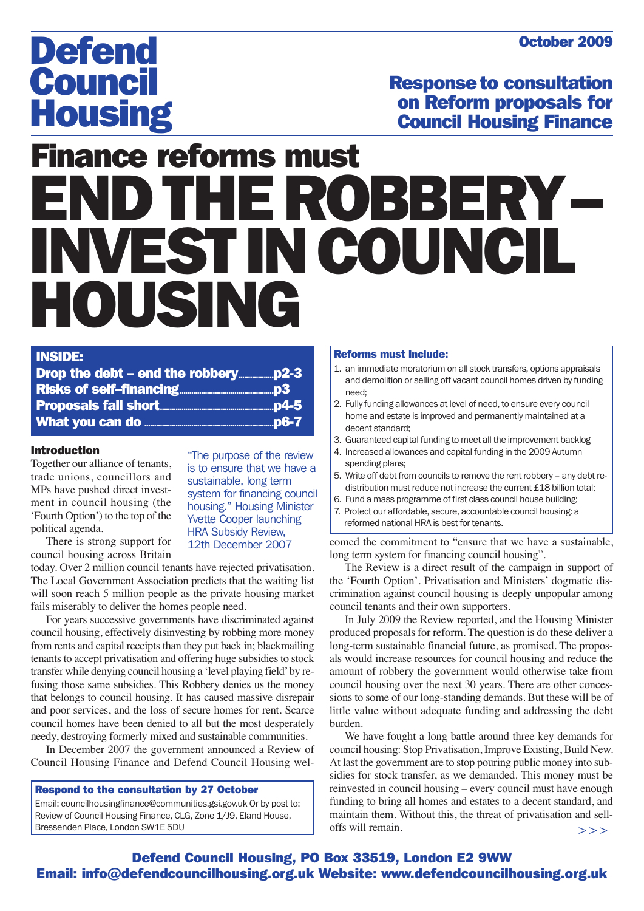# Defend Council Housing

October 2009

## Response to consultation on Reform proposals for Council Housing Finance

# Finance reforms must END THE ROBBERY – INVEST IN COUNCIL HOUSING

**INSIDE:**

- **Drop the debt – end the robbery** ........ p2-3
- **Risks of self-financing** ........ p3
- **Proposals fall short** ........ p4-5
- **What you can do** ........ p6-7

### Introduction

Together our alliance of tenants, trade unions, councillors and MPs have pushed direct investment in council housing (the 'Fourth Option') to the top of the political agenda.

"The purpose of the review is to ensure that we have a sustainable, long term system for financing council housing." Housing Minister Yvette Cooper launching HRA Subsidy Review, 12th December 2007

There is strong support for council housing across Britain today. Over 2 million council tenants have rejected privatisation. The Local Government Association predicts that the waiting list will soon reach 5 million people as the private housing market fails miserably to deliver the homes people need.

For years successive governments have discriminated against council housing, effectively disinvesting by robbing more money from rents and capital receipts than they put back in; blackmailing tenants to accept privatisation and offering huge subsidies to stock transfer while denying council housing a 'level playing field' by refusing those same subsidies. This Robbery denies us the money that belongs to council housing. It has caused massive disrepair and poor services, and the loss of secure homes for rent. Scarce council homes have been denied to all but the most desperately needy, destroying formerly mixed and sustainable communities.

In December 2007 the government announced a Review of Council Housing Finance and Defend Council Housing welcomed the commitment to "ensure that we have a sustainable, long term system for financing council housing".

The Review is a direct result of the campaign in support of the 'Fourth Option'. Privatisation and Ministers' dogmatic discrimination against council housing is deeply unpopular among council tenants and their own supporters.

In July 2009 the Review reported, and the Housing Minister produced proposals for reform. The question is do these deliver a long-term sustainable financial future, as promised. The proposals would increase resources for council housing and reduce the amount of robbery the government would otherwise take from council housing over the next 30 years. There are other concessions to some of our long-standing demands. But these will be of little value without adequate funding and addressing the debt burden.

We have fought a long battle around three key demands for council housing: Stop Privatisation, Improve Existing, Build New. At last the government are to stop pouring public money into subsidies for stock transfer, as we demanded. This money must be reinvested in council housing – every council must have enough funding to bring all homes and estates to a decent standard, and maintain them. Without this, the threat of privatisation and sell-offs will remain. >>>

**Reforms must include:**

1. an immediate moratorium on all stock transfers, options appraisals and demolition or selling off vacant council homes driven by funding need;
2. Fully funding allowances at level of need, to ensure every council home and estate is improved and permanently maintained at a decent standard;
3. Guaranteed capital funding to meet all the improvement backlog
4. Increased allowances and capital funding in the 2009 Autumn spending plans;
5. Write off debt from councils to remove the rent robbery – any debt re-distribution must reduce not increase the current £18 billion total;
6. Fund a mass programme of first class council house building;
7. Protect our affordable, secure, accountable council housing: a reformed national HRA is best for tenants.

**Respond to the consultation by 27 October**

Email: councilhousingfinance@communities.gsi.gov.uk Or by post to: Review of Council Housing Finance, CLG, Zone 1/J9, Eland House, Bressenden Place, London SW1E 5DU

**Defend Council Housing, PO Box 33519, London E2 9WW**
**Email: info@defendcouncilhousing.org.uk Website: www.defendcouncilhousing.org.uk**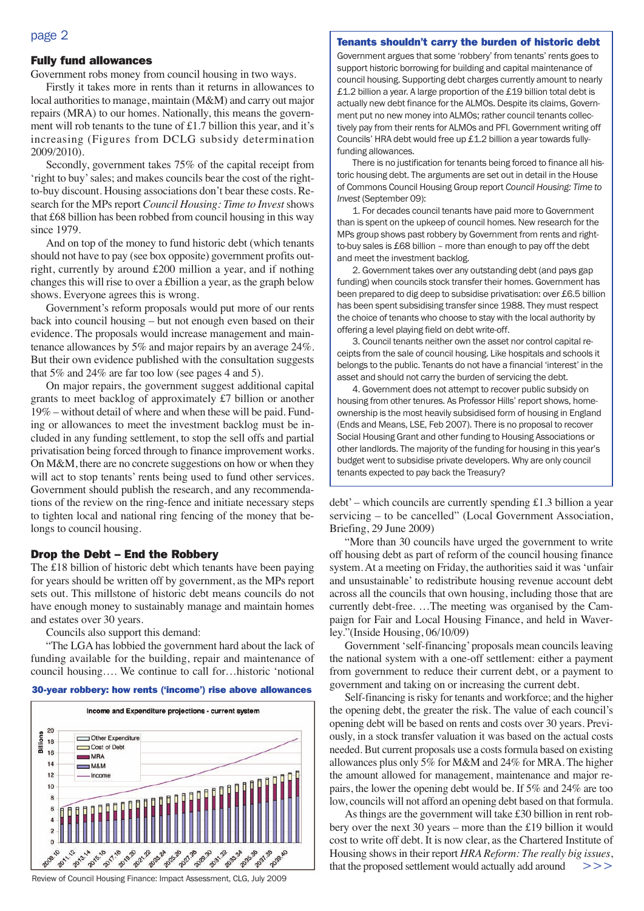## Fully fund allowances

Government robs money from council housing in two ways.

Firstly it takes more in rents than it returns in allowances to local authorities to manage, maintain (M&M) and carry out major repairs (MRA) to our homes. Nationally, this means the government will rob tenants to the tune of £1.7 billion this year, and it's increasing (Figures from DCLG subsidy determination 2009/2010).

Secondly, government takes 75% of the capital receipt from 'right to buy' sales; and makes councils bear the cost of the right-to-buy discount. Housing associations don't bear these costs. Research for the MPs report *Council Housing: Time to Invest* shows that £68 billion has been robbed from council housing in this way since 1979.

And on top of the money to fund historic debt (which tenants should not have to pay (see box opposite) government profits outright, currently by around £200 million a year, and if nothing changes this will rise to over a £billion a year, as the graph below shows. Everyone agrees this is wrong.

Government's reform proposals would put more of our rents back into council housing – but not enough even based on their evidence. The proposals would increase management and maintenance allowances by 5% and major repairs by an average 24%. But their own evidence published with the consultation suggests that 5% and 24% are far too low (see pages 4 and 5).

On major repairs, the government suggest additional capital grants to meet backlog of approximately £7 billion or another 19% – without detail of where and when these will be paid. Funding or allowances to meet the investment backlog must be included in any funding settlement, to stop the sell offs and partial privatisation being forced through to finance improvement works. On M&M, there are no concrete suggestions on how or when they will act to stop tenants' rents being used to fund other services. Government should publish the research, and any recommendations of the review on the ring-fence and initiate necessary steps to tighten local and national ring fencing of the money that belongs to council housing.

## Drop the Debt – End the Robbery

The £18 billion of historic debt which tenants have been paying for years should be written off by government, as the MPs report sets out. This millstone of historic debt means councils do not have enough money to sustainably manage and maintain homes and estates over 30 years.

Councils also support this demand:

"The LGA has lobbied the government hard about the lack of funding available for the building, repair and maintenance of council housing…. We continue to call for…historic 'notional debt' – which councils are currently spending £1.3 billion a year servicing – to be cancelled" (Local Government Association, Briefing, 29 June 2009)

"More than 30 councils have urged the government to write off housing debt as part of reform of the council housing finance system. At a meeting on Friday, the authorities said it was 'unfair and unsustainable' to redistribute housing revenue account debt across all the councils that own housing, including those that are currently debt-free. …The meeting was organised by the Campaign for Fair and Local Housing Finance, and held in Waverley."(Inside Housing, 06/10/09)

Government 'self-financing' proposals mean councils leaving the national system with a one-off settlement: either a payment from government to reduce their current debt, or a payment to government and taking on or increasing the current debt.

Self-financing is risky for tenants and workforce; and the higher the opening debt, the greater the risk. The value of each council's opening debt will be based on rents and costs over 30 years. Previously, in a stock transfer valuation it was based on the actual costs needed. But current proposals use a costs formula based on existing allowances plus only 5% for M&M and 24% for MRA. The higher the amount allowed for management, maintenance and major repairs, the lower the opening debt would be. If 5% and 24% are too low, councils will not afford an opening debt based on that formula.

As things are the government will take £30 billion in rent robbery over the next 30 years – more than the £19 billion it would cost to write off debt. It is now clear, as the Chartered Institute of Housing shows in their report *HRA Reform: The really big issues*, that the proposed settlement would actually add around >>>

**30-year robbery: how rents ('income') rise above allowances**

Income and Expenditure projections - current system

Review of Council Housing Finance: Impact Assessment, CLG, July 2009

### Tenants shouldn't carry the burden of historic debt

Government argues that some 'robbery' from tenants' rents goes to support historic borrowing for building and capital maintenance of council housing. Supporting debt charges currently amount to nearly £1.2 billion a year. A large proportion of the £19 billion total debt is actually new debt finance for the ALMOs. Despite its claims, Government put no new money into ALMOs; rather council tenants collectively pay from their rents for ALMOs and PFI. Government writing off Councils' HRA debt would free up £1.2 billion a year towards fully-funding allowances.

There is no justification for tenants being forced to finance all historic housing debt. The arguments are set out in detail in the House of Commons Council Housing Group report *Council Housing: Time to Invest* (September 09):

1. For decades council tenants have paid more to Government than is spent on the upkeep of council homes. New research for the MPs group shows past robbery by Government from rents and right-to-buy sales is £68 billion – more than enough to pay off the debt and meet the investment backlog.

2. Government takes over any outstanding debt (and pays gap funding) when councils stock transfer their homes. Government has been prepared to dig deep to subsidise privatisation: over £6.5 billion has been spent subsidising transfer since 1988. They must respect the choice of tenants who choose to stay with the local authority by offering a level playing field on debt write-off.

3. Council tenants neither own the asset nor control capital receipts from the sale of council housing. Like hospitals and schools it belongs to the public. Tenants do not have a financial 'interest' in the asset and should not carry the burden of servicing the debt.

4. Government does not attempt to recover public subsidy on housing from other tenures. As Professor Hills' report shows, home-ownership is the most heavily subsidised form of housing in England (Ends and Means, LSE, Feb 2007). There is no proposal to recover Social Housing Grant and other funding to Housing Associations or other landlords. The majority of the funding for housing in this year's budget went to subsidise private developers. Why are only council tenants expected to pay back the Treasury?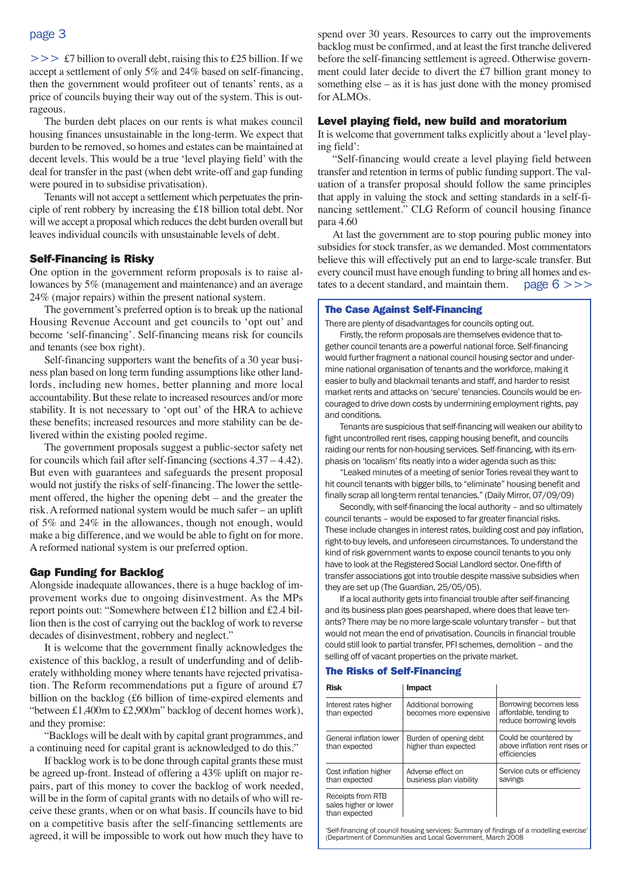>>> £7 billion to overall debt, raising this to £25 billion. If we accept a settlement of only 5% and 24% based on self-financing, then the government would profiteer out of tenants' rents, as a price of councils buying their way out of the system. This is outrageous.

The burden debt places on our rents is what makes council housing finances unsustainable in the long-term. We expect that burden to be removed, so homes and estates can be maintained at decent levels. This would be a true 'level playing field' with the deal for transfer in the past (when debt write-off and gap funding were poured in to subsidise privatisation).

Tenants will not accept a settlement which perpetuates the principle of rent robbery by increasing the £18 billion total debt. Nor will we accept a proposal which reduces the debt burden overall but leaves individual councils with unsustainable levels of debt.

### Self-Financing is Risky

One option in the government reform proposals is to raise allowances by 5% (management and maintenance) and an average 24% (major repairs) within the present national system.

The government's preferred option is to break up the national Housing Revenue Account and get councils to 'opt out' and become 'self-financing'. Self-financing means risk for councils and tenants (see box right).

Self-financing supporters want the benefits of a 30 year business plan based on long term funding assumptions like other landlords, including new homes, better planning and more local accountability. But these relate to increased resources and/or more stability. It is not necessary to 'opt out' of the HRA to achieve these benefits; increased resources and more stability can be delivered within the existing pooled regime.

The government proposals suggest a public-sector safety net for councils which fail after self-financing (sections 4.37 – 4.42). But even with guarantees and safeguards the present proposal would not justify the risks of self-financing. The lower the settlement offered, the higher the opening debt – and the greater the risk. A reformed national system would be much safer – an uplift of 5% and 24% in the allowances, though not enough, would make a big difference, and we would be able to fight on for more. A reformed national system is our preferred option.

### Gap Funding for Backlog

Alongside inadequate allowances, there is a huge backlog of improvement works due to ongoing disinvestment. As the MPs report points out: "Somewhere between £12 billion and £2.4 billion then is the cost of carrying out the backlog of work to reverse decades of disinvestment, robbery and neglect."

It is welcome that the government finally acknowledges the existence of this backlog, a result of underfunding and of deliberately withholding money where tenants have rejected privatisation. The Reform recommendations put a figure of around £7 billion on the backlog (£6 billion of time-expired elements and "between £1,400m to £2,900m" backlog of decent homes work), and they promise:

"Backlogs will be dealt with by capital grant programmes, and a continuing need for capital grant is acknowledged to do this."

If backlog work is to be done through capital grants these must be agreed up-front. Instead of offering a 43% uplift on major repairs, part of this money to cover the backlog of work needed, will be in the form of capital grants with no details of who will receive these grants, when or on what basis. If councils have to bid on a competitive basis after the self-financing settlements are agreed, it will be impossible to work out how much they have to spend over 30 years. Resources to carry out the improvements backlog must be confirmed, and at least the first tranche delivered before the self-financing settlement is agreed. Otherwise government could later decide to divert the £7 billion grant money to something else – as it is has just done with the money promised for ALMOs.

### Level playing field, new build and moratorium

It is welcome that government talks explicitly about a 'level playing field':

"Self-financing would create a level playing field between transfer and retention in terms of public funding support. The valuation of a transfer proposal should follow the same principles that apply in valuing the stock and setting standards in a self-financing settlement." CLG Reform of council housing finance para 4.60

At last the government are to stop pouring public money into subsidies for stock transfer, as we demanded. Most commentators believe this will effectively put an end to large-scale transfer. But every council must have enough funding to bring all homes and estates to a decent standard, and maintain them. page 6 >>>

### The Case Against Self-Financing

There are plenty of disadvantages for councils opting out.

Firstly, the reform proposals are themselves evidence that together council tenants are a powerful national force. Self-financing would further fragment a national council housing sector and undermine national organisation of tenants and the workforce, making it easier to bully and blackmail tenants and staff, and harder to resist market rents and attacks on 'secure' tenancies. Councils would be encouraged to drive down costs by undermining employment rights, pay and conditions.

Tenants are suspicious that self-financing will weaken our ability to fight uncontrolled rent rises, capping housing benefit, and councils raiding our rents for non-housing services. Self-financing, with its emphasis on 'localism' fits neatly into a wider agenda such as this:

"Leaked minutes of a meeting of senior Tories reveal they want to hit council tenants with bigger bills, to "eliminate" housing benefit and finally scrap all long-term rental tenancies." (Daily Mirror, 07/09/09)

Secondly, with self-financing the local authority – and so ultimately council tenants – would be exposed to far greater financial risks. These include changes in interest rates, building cost and pay inflation, right-to-buy levels, and unforeseen circumstances. To understand the kind of risk government wants to expose council tenants to you only have to look at the Registered Social Landlord sector. One-fifth of transfer associations got into trouble despite massive subsidies when they are set up (The Guardian, 25/05/05).

If a local authority gets into financial trouble after self-financing and its business plan goes pearshaped, where does that leave tenants? There may be no more large-scale voluntary transfer – but that would not mean the end of privatisation. Councils in financial trouble could still look to partial transfer, PFI schemes, demolition – and the selling off of vacant properties on the private market.

### The Risks of Self-Financing

| Risk | Impact | |
|---|---|---|
| Interest rates higher than expected | Additional borrowing becomes more expensive | Borrowing becomes less affordable, tending to reduce borrowing levels |
| General inflation lower than expected | Burden of opening debt higher than expected | Could be countered by above inflation rent rises or efficiencies |
| Cost inflation higher than expected | Adverse effect on business plan viability | Service cuts or efficiency savings |
| Receipts from RTB sales higher or lower than expected | | |

'Self-financing of council housing services: Summary of findings of a modelling exercise' (Department of Communities and Local Government, March 2008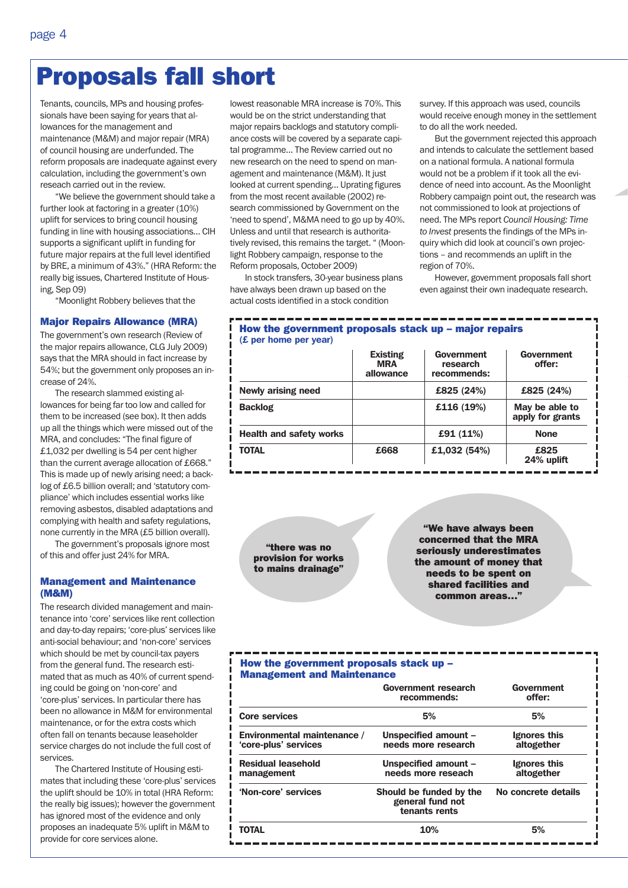# Proposals fall short

Tenants, councils, MPs and housing professionals have been saying for years that allowances for the management and maintenance (M&M) and major repair (MRA) of council housing are underfunded. The reform proposals are inadequate against every calculation, including the government's own research carried out in the review.

"We believe the government should take a further look at factoring in a greater (10%) uplift for services to bring council housing funding in line with housing associations... CIH supports a significant uplift in funding for future major repairs at the full level identified by BRE, a minimum of 43%." (HRA Reform: the really big issues, Chartered Institute of Housing, Sep 09)

"Moonlight Robbery believes that the lowest reasonable MRA increase is 70%. This would be on the strict understanding that major repairs backlogs and statutory compliance costs will be covered by a separate capital programme... The Review carried out no new research on the need to spend on management and maintenance (M&M). It just looked at current spending... Uprating figures from the most recent available (2002) research commissioned by Government on the 'need to spend', M&MA need to go up by 40%. Unless and until that research is authoritatively revised, this remains the target. " (Moonlight Robbery campaign, response to the Reform proposals, October 2009)

In stock transfers, 30-year business plans have always been drawn up based on the actual costs identified in a stock condition survey. If this approach was used, councils would receive enough money in the settlement to do all the work needed.

But the government rejected this approach and intends to calculate the settlement based on a national formula. A national formula would not be a problem if it took all the evidence of need into account. As the Moonlight Robbery campaign point out, the research was not commissioned to look at projections of need. The MPs report *Council Housing: Time to Invest* presents the findings of the MPs inquiry which did look at council's own projections – and recommends an uplift in the region of 70%.

However, government proposals fall short even against their own inadequate research.

## Major Repairs Allowance (MRA)

The government's own research (Review of the major repairs allowance, CLG July 2009) says that the MRA should in fact increase by 54%; but the government only proposes an increase of 24%.

The research slammed existing allowances for being far too low and called for them to be increased (see box). It then adds up all the things which were missed out of the MRA, and concludes: "The final figure of £1,032 per dwelling is 54 per cent higher than the current average allocation of £668." This is made up of newly arising need; a backlog of £6.5 billion overall; and 'statutory compliance' which includes essential works like removing asbestos, disabled adaptations and complying with health and safety regulations, none currently in the MRA (£5 billion overall).

The government's proposals ignore most of this and offer just 24% for MRA.

### How the government proposals stack up – major repairs
**(£ per home per year)**

| | Existing MRA allowance | Government research recommends: | Government offer: |
|---|---|---|---|
| Newly arising need | | £825 (24%) | £825 (24%) |
| Backlog | | £116 (19%) | May be able to apply for grants |
| Health and safety works | | £91 (11%) | None |
| TOTAL | £668 | £1,032 (54%) | £825 24% uplift |

"there was no provision for works to mains drainage"

"We have always been concerned that the MRA seriously underestimates the amount of money that needs to be spent on shared facilities and common areas..."

## Management and Maintenance (M&M)

The research divided management and maintenance into 'core' services like rent collection and day-to-day repairs; 'core-plus' services like anti-social behaviour; and 'non-core' services which should be met by council-tax payers from the general fund. The research estimated that as much as 40% of current spending could be going on 'non-core' and 'core-plus' services. In particular there has been no allowance in M&M for environmental maintenance, or for the extra costs which often fall on tenants because leaseholder service charges do not include the full cost of services.

The Chartered Institute of Housing estimates that including these 'core-plus' services the uplift should be 10% in total (HRA Reform: the really big issues); however the government has ignored most of the evidence and only proposes an inadequate 5% uplift in M&M to provide for core services alone.

### How the government proposals stack up – Management and Maintenance

| | Government research recommends: | Government offer: |
|---|---|---|
| Core services | 5% | 5% |
| Environmental maintenance / 'core-plus' services | Unspecified amount – needs more research | Ignores this altogether |
| Residual leasehold management | Unspecified amount – needs more reseach | Ignores this altogether |
| 'Non-core' services | Should be funded by the general fund not tenants rents | No concrete details |
| TOTAL | 10% | 5% |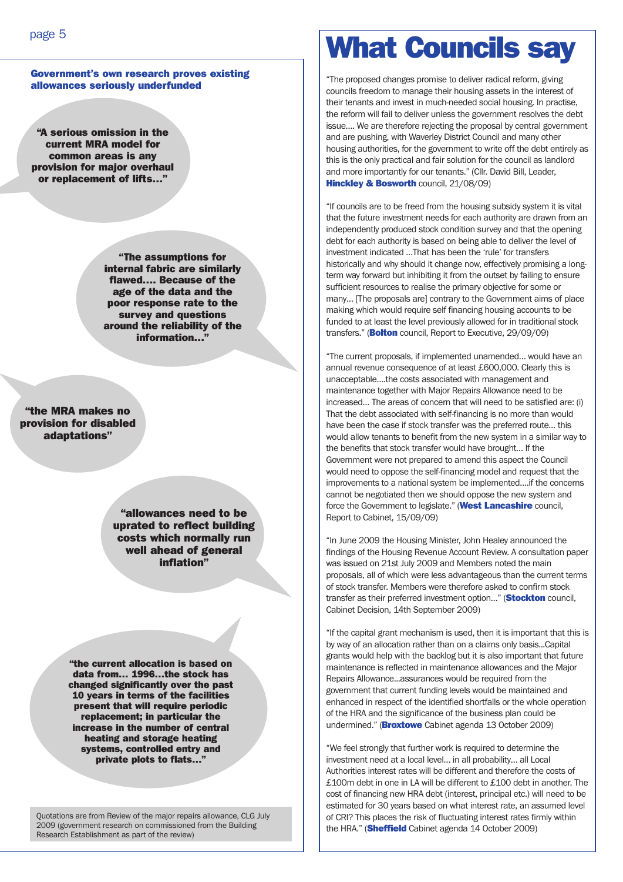### Government's own research proves existing allowances seriously underfunded

**"A serious omission in the current MRA model for common areas is any provision for major overhaul or replacement of lifts..."**

**"The assumptions for internal fabric are similarly flawed.... Because of the age of the data and the poor response rate to the survey and questions around the reliability of the information..."**

**"the MRA makes no provision for disabled adaptations"**

**"allowances need to be uprated to reflect building costs which normally run well ahead of general inflation"**

**"the current allocation is based on data from... 1996...the stock has changed significantly over the past 10 years in terms of the facilities present that will require periodic replacement; in particular the increase in the number of central heating and storage heating systems, controlled entry and private plots to flats..."**

Quotations are from Review of the major repairs allowance, CLG July 2009 (government research on commissioned from the Building Research Establishment as part of the review)

# What Councils say

"The proposed changes promise to deliver radical reform, giving councils freedom to manage their housing assets in the interest of their tenants and invest in much-needed social housing. In practise, the reform will fail to deliver unless the government resolves the debt issue.... We are therefore rejecting the proposal by central government and are pushing, with Waverley District Council and many other housing authorities, for the government to write off the debt entirely as this is the only practical and fair solution for the council as landlord and more importantly for our tenants." (Cllr. David Bill, Leader, **Hinckley & Bosworth** council, 21/08/09)

"If councils are to be freed from the housing subsidy system it is vital that the future investment needs for each authority are drawn from an independently produced stock condition survey and that the opening debt for each authority is based on being able to deliver the level of investment indicated ...That has been the 'rule' for transfers historically and why should it change now, effectively promising a long-term way forward but inhibiting it from the outset by failing to ensure sufficient resources to realise the primary objective for some or many... [The proposals are] contrary to the Government aims of place making which would require self financing housing accounts to be funded to at least the level previously allowed for in traditional stock transfers." (**Bolton** council, Report to Executive, 29/09/09)

"The current proposals, if implemented unamended... would have an annual revenue consequence of at least £600,000. Clearly this is unacceptable....the costs associated with management and maintenance together with Major Repairs Allowance need to be increased... The areas of concern that will need to be satisfied are: (i) That the debt associated with self-financing is no more than would have been the case if stock transfer was the preferred route... this would allow tenants to benefit from the new system in a similar way to the benefits that stock transfer would have brought... If the Government were not prepared to amend this aspect the Council would need to oppose the self-financing model and request that the improvements to a national system be implemented....if the concerns cannot be negotiated then we should oppose the new system and force the Government to legislate." (**West Lancashire** council, Report to Cabinet, 15/09/09)

"In June 2009 the Housing Minister, John Healey announced the findings of the Housing Revenue Account Review. A consultation paper was issued on 21st July 2009 and Members noted the main proposals, all of which were less advantageous than the current terms of stock transfer. Members were therefore asked to confirm stock transfer as their preferred investment option..." (**Stockton** council, Cabinet Decision, 14th September 2009)

"If the capital grant mechanism is used, then it is important that this is by way of an allocation rather than on a claims only basis...Capital grants would help with the backlog but it is also important that future maintenance is reflected in maintenance allowances and the Major Repairs Allowance...assurances would be required from the government that current funding levels would be maintained and enhanced in respect of the identified shortfalls or the whole operation of the HRA and the significance of the business plan could be undermined." (**Broxtowe** Cabinet agenda 13 October 2009)

"We feel strongly that further work is required to determine the investment need at a local level... in all probability... all Local Authorities interest rates will be different and therefore the costs of £100m debt in one in LA will be different to £100 debt in another. The cost of financing new HRA debt (interest, principal etc.) will need to be estimated for 30 years based on what interest rate, an assumed level of CRI? This places the risk of fluctuating interest rates firmly within the HRA." (**Sheffield** Cabinet agenda 14 October 2009)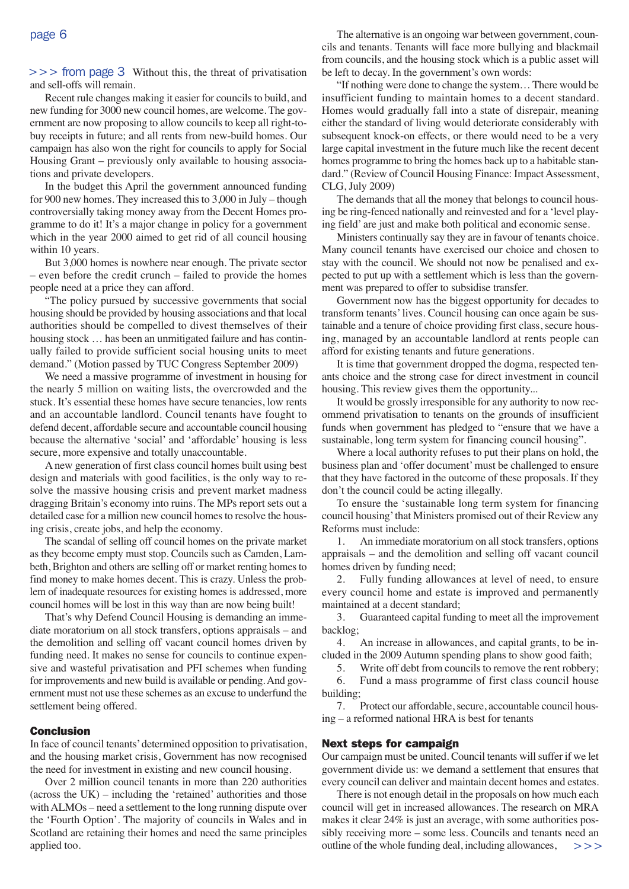>>> from page 3 Without this, the threat of privatisation and sell-offs will remain.

Recent rule changes making it easier for councils to build, and new funding for 3000 new council homes, are welcome. The government are now proposing to allow councils to keep all right-to-buy receipts in future; and all rents from new-build homes. Our campaign has also won the right for councils to apply for Social Housing Grant – previously only available to housing associations and private developers.

In the budget this April the government announced funding for 900 new homes. They increased this to 3,000 in July – though controversially taking money away from the Decent Homes programme to do it! It's a major change in policy for a government which in the year 2000 aimed to get rid of all council housing within 10 years.

But 3,000 homes is nowhere near enough. The private sector – even before the credit crunch – failed to provide the homes people need at a price they can afford.

"The policy pursued by successive governments that social housing should be provided by housing associations and that local authorities should be compelled to divest themselves of their housing stock … has been an unmitigated failure and has continually failed to provide sufficient social housing units to meet demand." (Motion passed by TUC Congress September 2009)

We need a massive programme of investment in housing for the nearly 5 million on waiting lists, the overcrowded and the stuck. It's essential these homes have secure tenancies, low rents and an accountable landlord. Council tenants have fought to defend decent, affordable secure and accountable council housing because the alternative 'social' and 'affordable' housing is less secure, more expensive and totally unaccountable.

A new generation of first class council homes built using best design and materials with good facilities, is the only way to resolve the massive housing crisis and prevent market madness dragging Britain's economy into ruins. The MPs report sets out a detailed case for a million new council homes to resolve the housing crisis, create jobs, and help the economy.

The scandal of selling off council homes on the private market as they become empty must stop. Councils such as Camden, Lambeth, Brighton and others are selling off or market renting homes to find money to make homes decent. This is crazy. Unless the problem of inadequate resources for existing homes is addressed, more council homes will be lost in this way than are now being built!

That's why Defend Council Housing is demanding an immediate moratorium on all stock transfers, options appraisals – and the demolition and selling off vacant council homes driven by funding need. It makes no sense for councils to continue expensive and wasteful privatisation and PFI schemes when funding for improvements and new build is available or pending. And government must not use these schemes as an excuse to underfund the settlement being offered.

## Conclusion

In face of council tenants' determined opposition to privatisation, and the housing market crisis, Government has now recognised the need for investment in existing and new council housing.

Over 2 million council tenants in more than 220 authorities (across the UK) – including the 'retained' authorities and those with ALMOs – need a settlement to the long running dispute over the 'Fourth Option'. The majority of councils in Wales and in Scotland are retaining their homes and need the same principles applied too.

The alternative is an ongoing war between government, councils and tenants. Tenants will face more bullying and blackmail from councils, and the housing stock which is a public asset will be left to decay. In the government's own words:

"If nothing were done to change the system… There would be insufficient funding to maintain homes to a decent standard. Homes would gradually fall into a state of disrepair, meaning either the standard of living would deteriorate considerably with subsequent knock-on effects, or there would need to be a very large capital investment in the future much like the recent decent homes programme to bring the homes back up to a habitable standard." (Review of Council Housing Finance: Impact Assessment, CLG, July 2009)

The demands that all the money that belongs to council housing be ring-fenced nationally and reinvested and for a 'level playing field' are just and make both political and economic sense.

Ministers continually say they are in favour of tenants choice. Many council tenants have exercised our choice and chosen to stay with the council. We should not now be penalised and expected to put up with a settlement which is less than the government was prepared to offer to subsidise transfer.

Government now has the biggest opportunity for decades to transform tenants' lives. Council housing can once again be sustainable and a tenure of choice providing first class, secure housing, managed by an accountable landlord at rents people can afford for existing tenants and future generations.

It is time that government dropped the dogma, respected tenants choice and the strong case for direct investment in council housing. This review gives them the opportunity...

It would be grossly irresponsible for any authority to now recommend privatisation to tenants on the grounds of insufficient funds when government has pledged to "ensure that we have a sustainable, long term system for financing council housing".

Where a local authority refuses to put their plans on hold, the business plan and 'offer document' must be challenged to ensure that they have factored in the outcome of these proposals. If they don't the council could be acting illegally.

To ensure the 'sustainable long term system for financing council housing' that Ministers promised out of their Review any Reforms must include:

1. An immediate moratorium on all stock transfers, options appraisals – and the demolition and selling off vacant council homes driven by funding need;
2. Fully funding allowances at level of need, to ensure every council home and estate is improved and permanently maintained at a decent standard;
3. Guaranteed capital funding to meet all the improvement backlog;
4. An increase in allowances, and capital grants, to be included in the 2009 Autumn spending plans to show good faith;
5. Write off debt from councils to remove the rent robbery;
6. Fund a mass programme of first class council house building;
7. Protect our affordable, secure, accountable council housing – a reformed national HRA is best for tenants

## Next steps for campaign

Our campaign must be united. Council tenants will suffer if we let government divide us: we demand a settlement that ensures that every council can deliver and maintain decent homes and estates.

There is not enough detail in the proposals on how much each council will get in increased allowances. The research on MRA makes it clear 24% is just an average, with some authorities possibly receiving more – some less. Councils and tenants need an outline of the whole funding deal, including allowances, >>>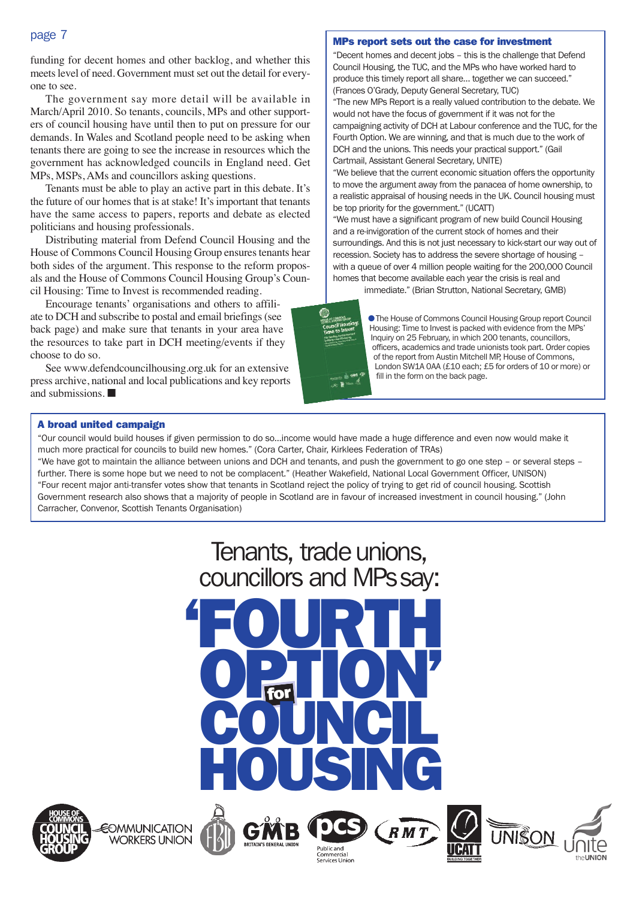funding for decent homes and other backlog, and whether this meets level of need. Government must set out the detail for everyone to see.

The government say more detail will be available in March/April 2010. So tenants, councils, MPs and other supporters of council housing have until then to put on pressure for our demands. In Wales and Scotland people need to be asking when tenants there are going to see the increase in resources which the government has acknowledged councils in England need. Get MPs, MSPs, AMs and councillors asking questions.

Tenants must be able to play an active part in this debate. It's the future of our homes that is at stake! It's important that tenants have the same access to papers, reports and debate as elected politicians and housing professionals.

Distributing material from Defend Council Housing and the House of Commons Council Housing Group ensures tenants hear both sides of the argument. This response to the reform proposals and the House of Commons Council Housing Group's Council Housing: Time to Invest is recommended reading.

Encourage tenants' organisations and others to affiliate to DCH and subscribe to postal and email briefings (see back page) and make sure that tenants in your area have the resources to take part in DCH meeting/events if they choose to do so.

See www.defendcouncilhousing.org.uk for an extensive press archive, national and local publications and key reports and submissions. ■

## MPs report sets out the case for investment

"Decent homes and decent jobs – this is the challenge that Defend Council Housing, the TUC, and the MPs who have worked hard to produce this timely report all share... together we can succeed." (Frances O'Grady, Deputy General Secretary, TUC)

"The new MPs Report is a really valued contribution to the debate. We would not have the focus of government if it was not for the campaigning activity of DCH at Labour conference and the TUC, for the Fourth Option. We are winning, and that is much due to the work of DCH and the unions. This needs your practical support." (Gail Cartmail, Assistant General Secretary, UNITE)

"We believe that the current economic situation offers the opportunity to move the argument away from the panacea of home ownership, to a realistic appraisal of housing needs in the UK. Council housing must be top priority for the government." (UCATT)

"We must have a significant program of new build Council Housing and a re-invigoration of the current stock of homes and their surroundings. And this is not just necessary to kick-start our way out of recession. Society has to address the severe shortage of housing – with a queue of over 4 million people waiting for the 200,000 Council homes that become available each year the crisis is real and immediate." (Brian Strutton, National Secretary, GMB)

● The House of Commons Council Housing Group report Council Housing: Time to Invest is packed with evidence from the MPs' Inquiry on 25 February, in which 200 tenants, councillors, officers, academics and trade unionists took part. Order copies of the report from Austin Mitchell MP, House of Commons, London SW1A 0AA (£10 each; £5 for orders of 10 or more) or fill in the form on the back page.

## A broad united campaign

"Our council would build houses if given permission to do so...income would have made a huge difference and even now would make it much more practical for councils to build new homes." (Cora Carter, Chair, Kirklees Federation of TRAs)

"We have got to maintain the alliance between unions and DCH and tenants, and push the government to go one step – or several steps – further. There is some hope but we need to not be complacent." (Heather Wakefield, National Local Government Officer, UNISON)

"Four recent major anti-transfer votes show that tenants in Scotland reject the policy of trying to get rid of council housing. Scottish Government research also shows that a majority of people in Scotland are in favour of increased investment in council housing." (John Carracher, Convenor, Scottish Tenants Organisation)

Tenants, trade unions, councillors and MPs say:

# 'FOURTH OPTION' for COUNCIL HOUSING

House of Commons Council Housing Group · Communication Workers Union · FBU · GMB Britain's General Union · PCS Public and Commercial Services Union · RMT · UCATT · UNISON · Unite the Union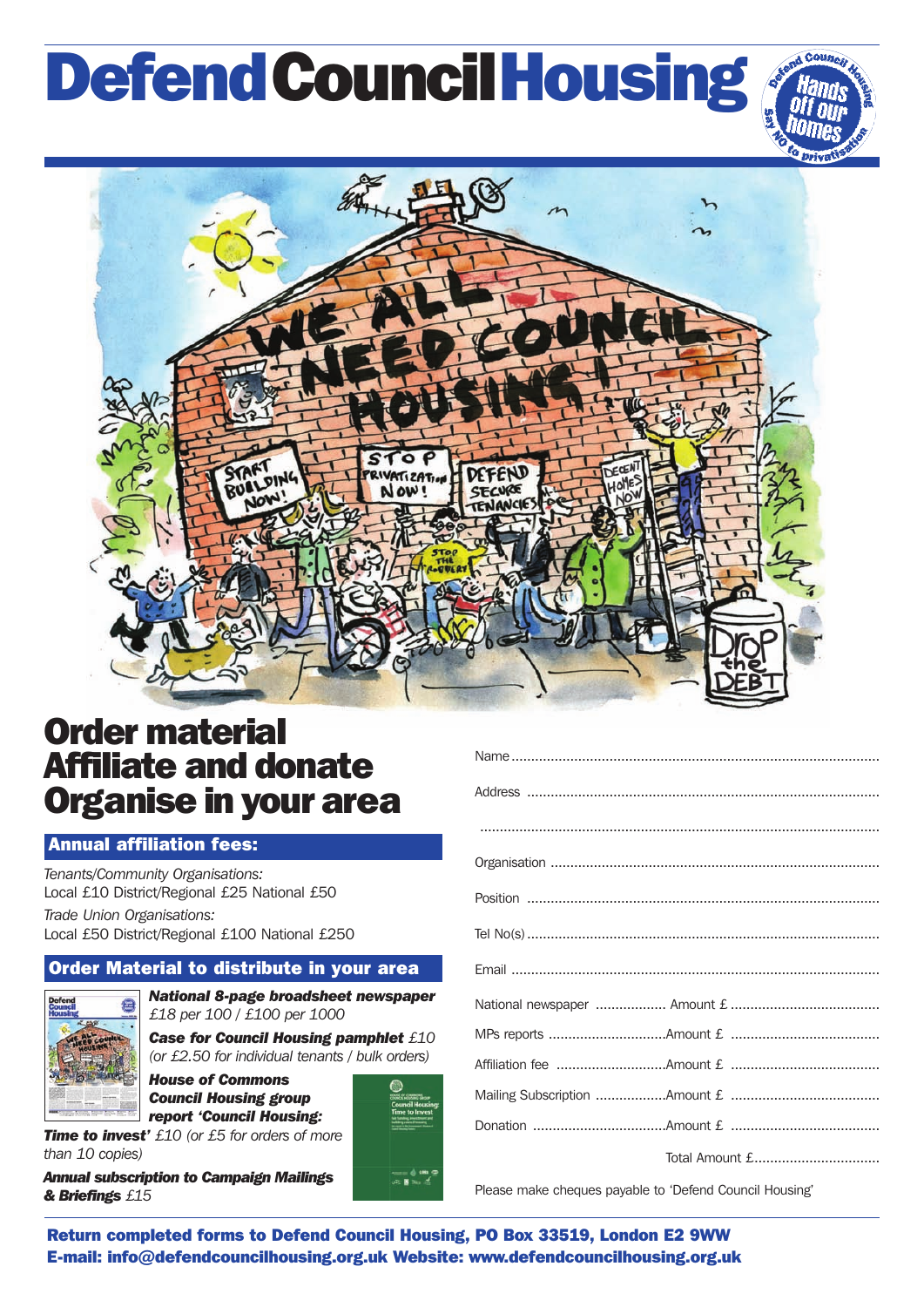# Defend Council Housing

Defend Council Housing — Hands off our homes — Say NO to privatisation

# Order material Affiliate and donate Organise in your area

## Annual affiliation fees:

*Tenants/Community Organisations:*
Local £10 District/Regional £25 National £50

*Trade Union Organisations:*
Local £50 District/Regional £100 National £250

## Order Material to distribute in your area

***National 8-page broadsheet newspaper*** *£18 per 100 / £100 per 1000*

***Case for Council Housing pamphlet*** *£10 (or £2.50 for individual tenants / bulk orders)*

***House of Commons Council Housing group report 'Council Housing: Time to invest'*** *£10 (or £5 for orders of more than 10 copies)*

***Annual subscription to Campaign Mailings & Briefings*** *£15*

Name ..................................................................................

Address ..................................................................................

..................................................................................

Organisation ..................................................................................

Position ..................................................................................

Tel No(s) ..................................................................................

Email ..................................................................................

National newspaper .................. Amount £ ......................................

MPs reports ..............................Amount £ ......................................

Affiliation fee ...........................Amount £ ......................................

Mailing Subscription ..................Amount £ ......................................

Donation .................................Amount £ ......................................

Total Amount £................................

Please make cheques payable to 'Defend Council Housing'

**Return completed forms to Defend Council Housing, PO Box 33519, London E2 9WW**
**E-mail: info@defendcouncilhousing.org.uk Website: www.defendcouncilhousing.org.uk**